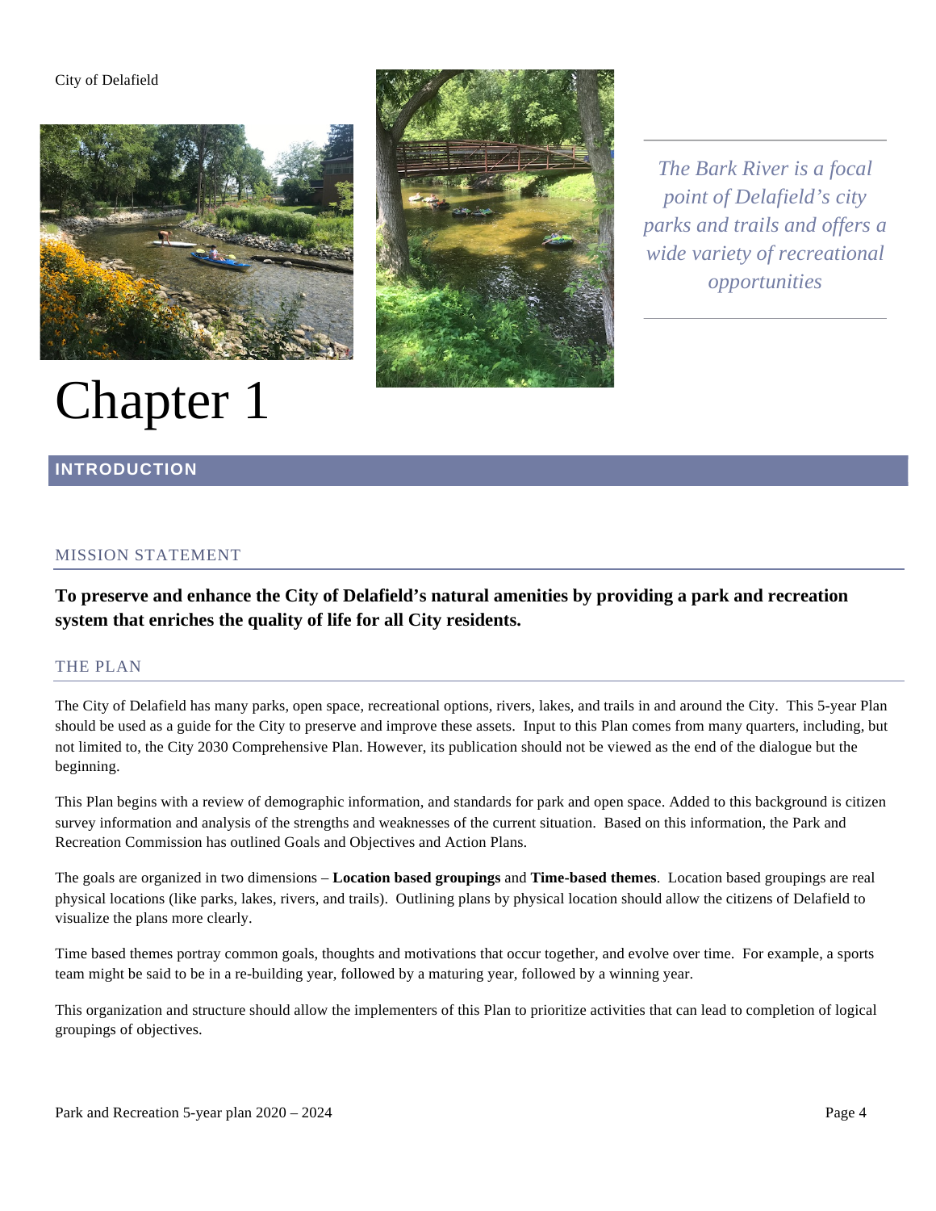*The Bark River is a focal point of Delafield's city parks and trails and offers a wide variety of recreational opportunities*

# Chapter 1

## INTRODUCTION

### MISSION STATEMENT

**To preserve and enhance the City of Delafield's natural amenities by providing a park and recreation system that enriches the quality of life for all City residents.**

### THE PLAN

The City of Delafield has many parks, open space, recreational options, rivers, lakes, and trails in and around the City. This 5-year Plan should be used as a guide for the City to preserve and improve these assets. Input to this Plan comes from many quarters, including, but not limited to, the City 2030 Comprehensive Plan. However, its publication should not be viewed as the end of the dialogue but the beginning.

This Plan begins with a review of demographic information, and standards for park and open space. Added to this background is citizen survey information and analysis of the strengths and weaknesses of the current situation. Based on this information, the Park and Recreation Commission has outlined Goals and Objectives and Action Plans.

The goals are organized in two dimensions – **Location based groupings** and **Time-based themes**. Location based groupings are real physical locations (like parks, lakes, rivers, and trails). Outlining plans by physical location should allow the citizens of Delafield to visualize the plans more clearly.

Time based themes portray common goals, thoughts and motivations that occur together, and evolve over time. For example, a sports team might be said to be in a re-building year, followed by a maturing year, followed by a winning year.

This organization and structure should allow the implementers of this Plan to prioritize activities that can lead to completion of logical groupings of objectives.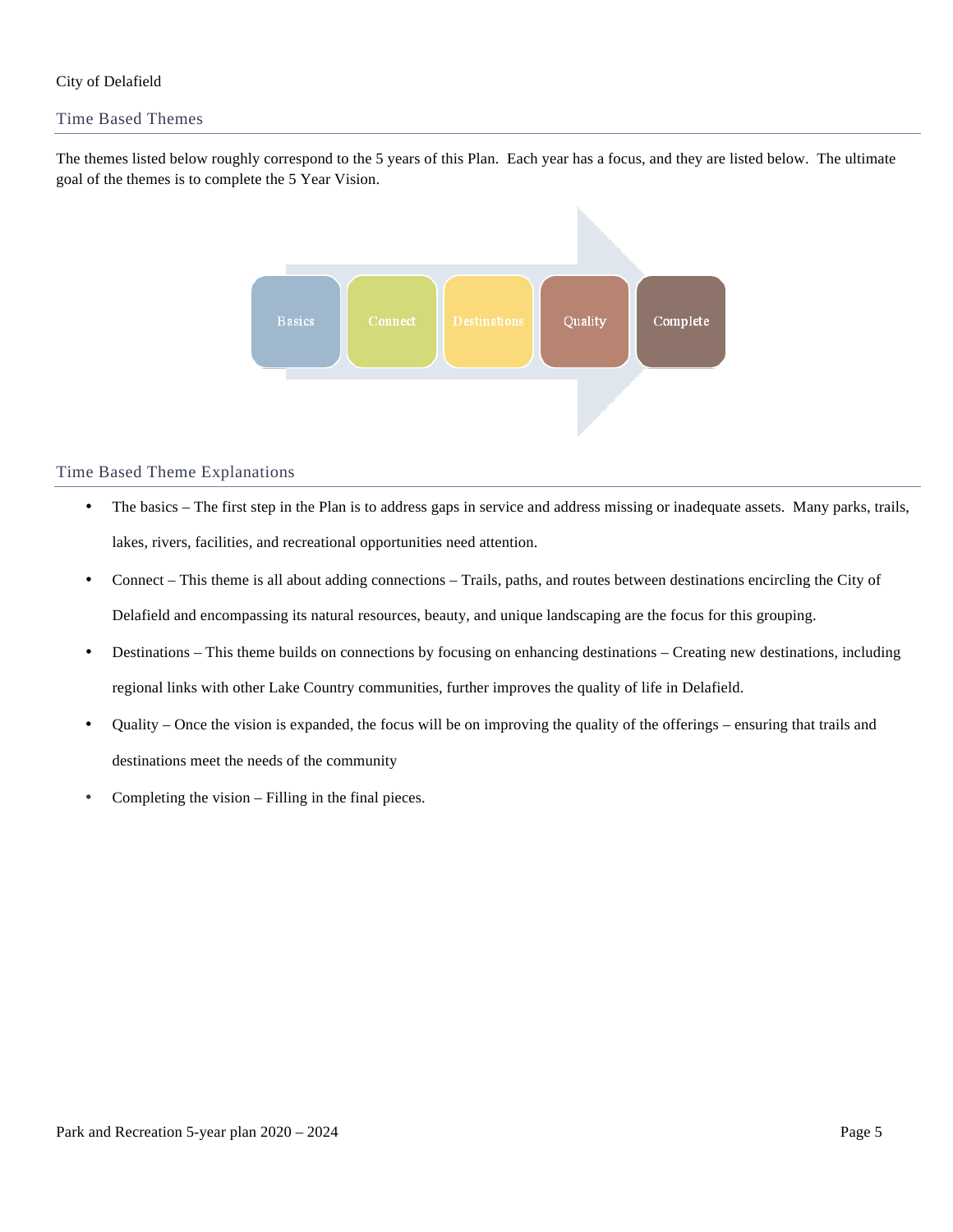## Time Based Themes

The themes listed below roughly correspond to the 5 years of this Plan. Each year has a focus, and they are listed below. The ultimate goal of the themes is to complete the 5 Year Vision.

Basics → Connect → Destinations → Quality → Complete

## Time Based Theme Explanations

- The basics – The first step in the Plan is to address gaps in service and address missing or inadequate assets. Many parks, trails, lakes, rivers, facilities, and recreational opportunities need attention.
- Connect – This theme is all about adding connections – Trails, paths, and routes between destinations encircling the City of Delafield and encompassing its natural resources, beauty, and unique landscaping are the focus for this grouping.
- Destinations – This theme builds on connections by focusing on enhancing destinations – Creating new destinations, including regional links with other Lake Country communities, further improves the quality of life in Delafield.
- Quality – Once the vision is expanded, the focus will be on improving the quality of the offerings – ensuring that trails and destinations meet the needs of the community
- Completing the vision – Filling in the final pieces.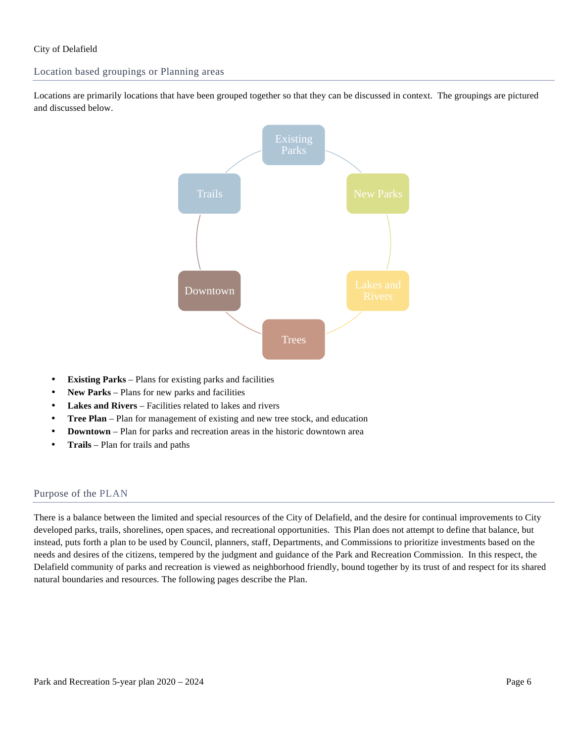## Location based groupings or Planning areas

Locations are primarily locations that have been grouped together so that they can be discussed in context. The groupings are pictured and discussed below.

Existing Parks

New Parks

Lakes and Rivers

Trees

Downtown

Trails

- **Existing Parks** – Plans for existing parks and facilities
- **New Parks** – Plans for new parks and facilities
- **Lakes and Rivers** – Facilities related to lakes and rivers
- **Tree Plan** – Plan for management of existing and new tree stock, and education
- **Downtown** – Plan for parks and recreation areas in the historic downtown area
- **Trails** – Plan for trails and paths

## Purpose of the PLAN

There is a balance between the limited and special resources of the City of Delafield, and the desire for continual improvements to City developed parks, trails, shorelines, open spaces, and recreational opportunities. This Plan does not attempt to define that balance, but instead, puts forth a plan to be used by Council, planners, staff, Departments, and Commissions to prioritize investments based on the needs and desires of the citizens, tempered by the judgment and guidance of the Park and Recreation Commission. In this respect, the Delafield community of parks and recreation is viewed as neighborhood friendly, bound together by its trust of and respect for its shared natural boundaries and resources. The following pages describe the Plan.